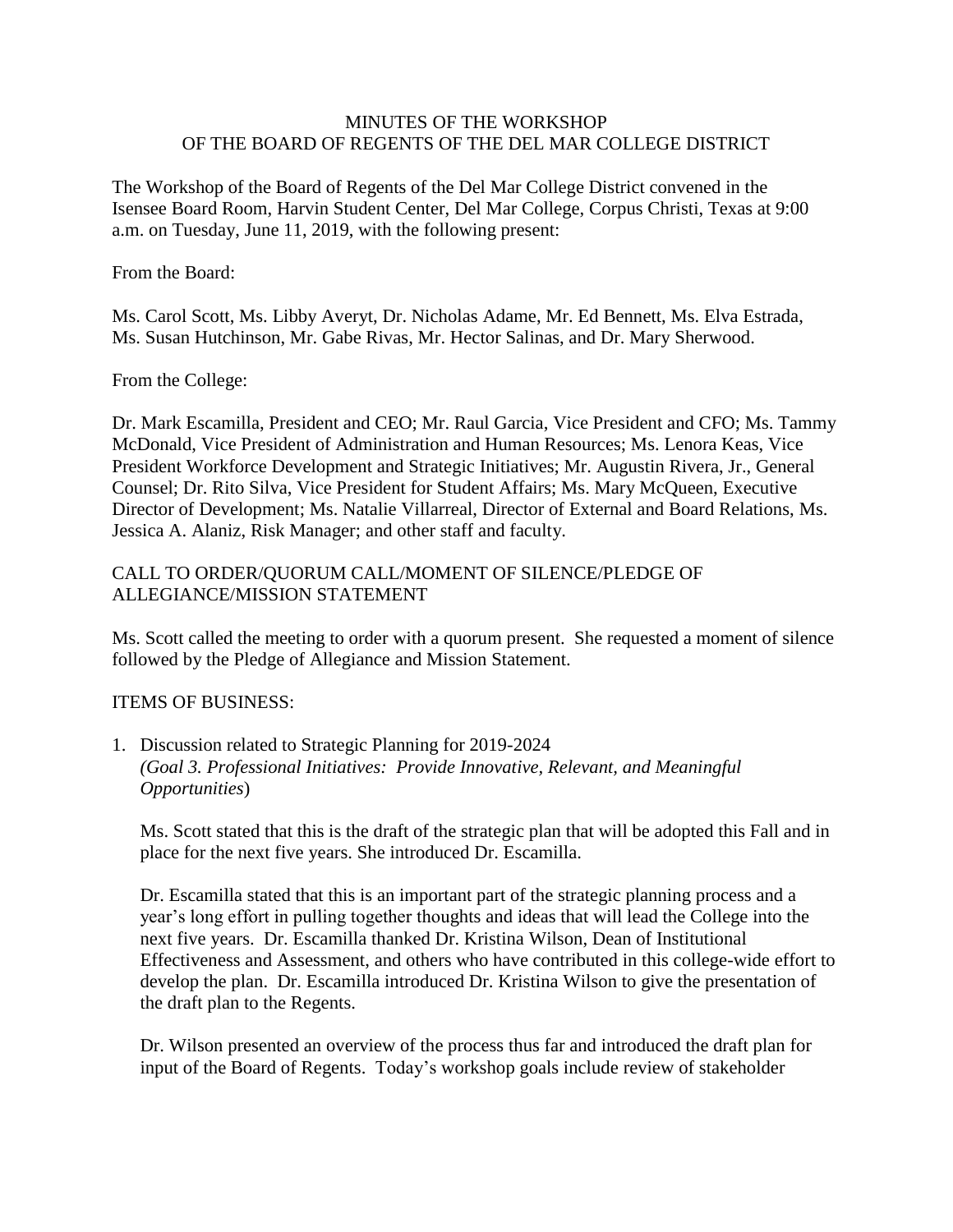# MINUTES OF THE WORKSHOP
# OF THE BOARD OF REGENTS OF THE DEL MAR COLLEGE DISTRICT

The Workshop of the Board of Regents of the Del Mar College District convened in the Isensee Board Room, Harvin Student Center, Del Mar College, Corpus Christi, Texas at 9:00 a.m. on Tuesday, June 11, 2019, with the following present:

From the Board:

Ms. Carol Scott, Ms. Libby Averyt, Dr. Nicholas Adame, Mr. Ed Bennett, Ms. Elva Estrada, Ms. Susan Hutchinson, Mr. Gabe Rivas, Mr. Hector Salinas, and Dr. Mary Sherwood.

From the College:

Dr. Mark Escamilla, President and CEO; Mr. Raul Garcia, Vice President and CFO; Ms. Tammy McDonald, Vice President of Administration and Human Resources; Ms. Lenora Keas, Vice President Workforce Development and Strategic Initiatives; Mr. Augustin Rivera, Jr., General Counsel; Dr. Rito Silva, Vice President for Student Affairs; Ms. Mary McQueen, Executive Director of Development; Ms. Natalie Villarreal, Director of External and Board Relations, Ms. Jessica A. Alaniz, Risk Manager; and other staff and faculty.

CALL TO ORDER/QUORUM CALL/MOMENT OF SILENCE/PLEDGE OF ALLEGIANCE/MISSION STATEMENT

Ms. Scott called the meeting to order with a quorum present. She requested a moment of silence followed by the Pledge of Allegiance and Mission Statement.

ITEMS OF BUSINESS:

1. Discussion related to Strategic Planning for 2019-2024
   *(Goal 3. Professional Initiatives: Provide Innovative, Relevant, and Meaningful Opportunities*)

   Ms. Scott stated that this is the draft of the strategic plan that will be adopted this Fall and in place for the next five years. She introduced Dr. Escamilla.

   Dr. Escamilla stated that this is an important part of the strategic planning process and a year's long effort in pulling together thoughts and ideas that will lead the College into the next five years. Dr. Escamilla thanked Dr. Kristina Wilson, Dean of Institutional Effectiveness and Assessment, and others who have contributed in this college-wide effort to develop the plan. Dr. Escamilla introduced Dr. Kristina Wilson to give the presentation of the draft plan to the Regents.

   Dr. Wilson presented an overview of the process thus far and introduced the draft plan for input of the Board of Regents. Today's workshop goals include review of stakeholder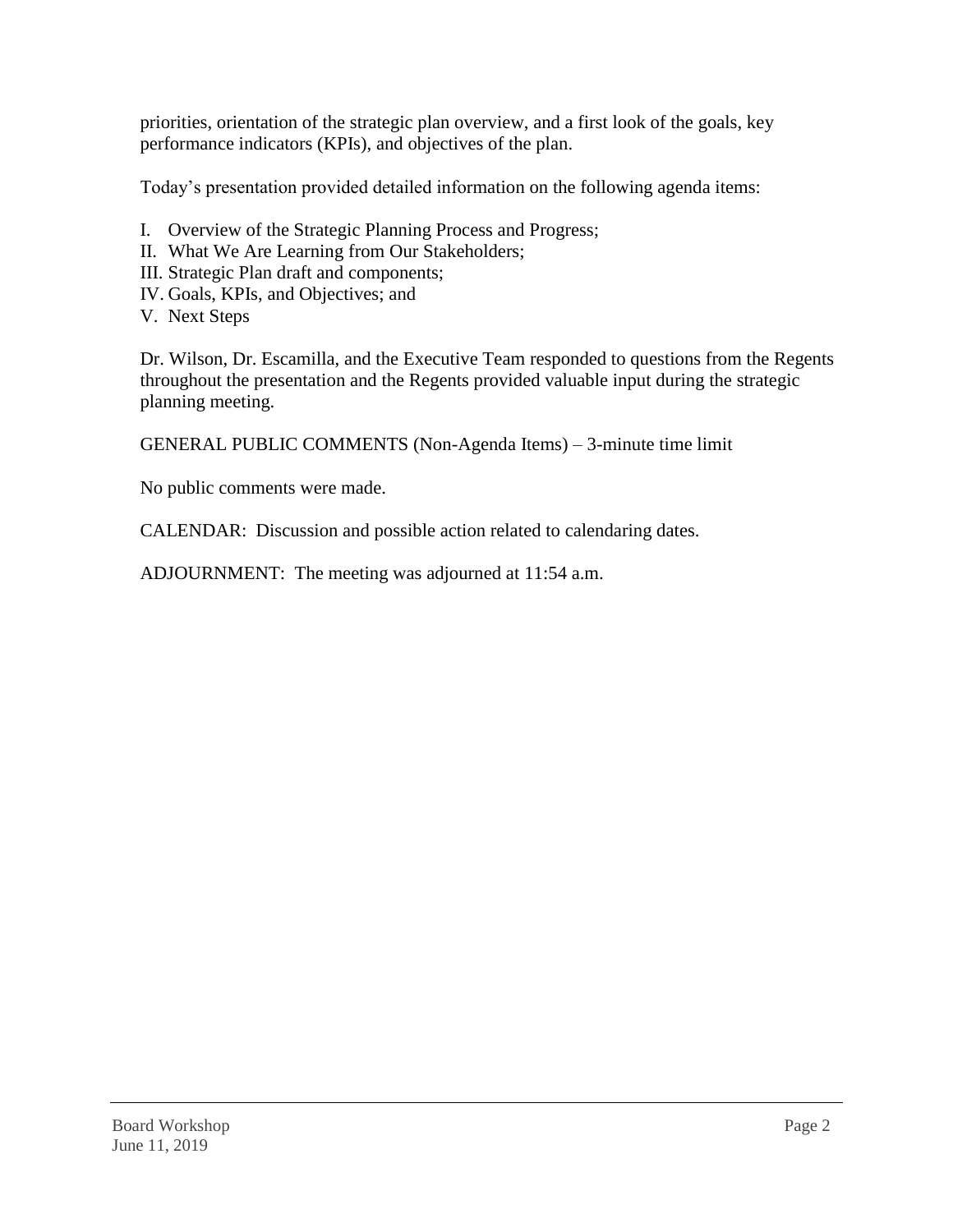priorities, orientation of the strategic plan overview, and a first look of the goals, key performance indicators (KPIs), and objectives of the plan.

Today's presentation provided detailed information on the following agenda items:

I. Overview of the Strategic Planning Process and Progress;
II. What We Are Learning from Our Stakeholders;
III. Strategic Plan draft and components;
IV. Goals, KPIs, and Objectives; and
V. Next Steps

Dr. Wilson, Dr. Escamilla, and the Executive Team responded to questions from the Regents throughout the presentation and the Regents provided valuable input during the strategic planning meeting.

GENERAL PUBLIC COMMENTS (Non-Agenda Items) – 3-minute time limit

No public comments were made.

CALENDAR: Discussion and possible action related to calendaring dates.

ADJOURNMENT: The meeting was adjourned at 11:54 a.m.